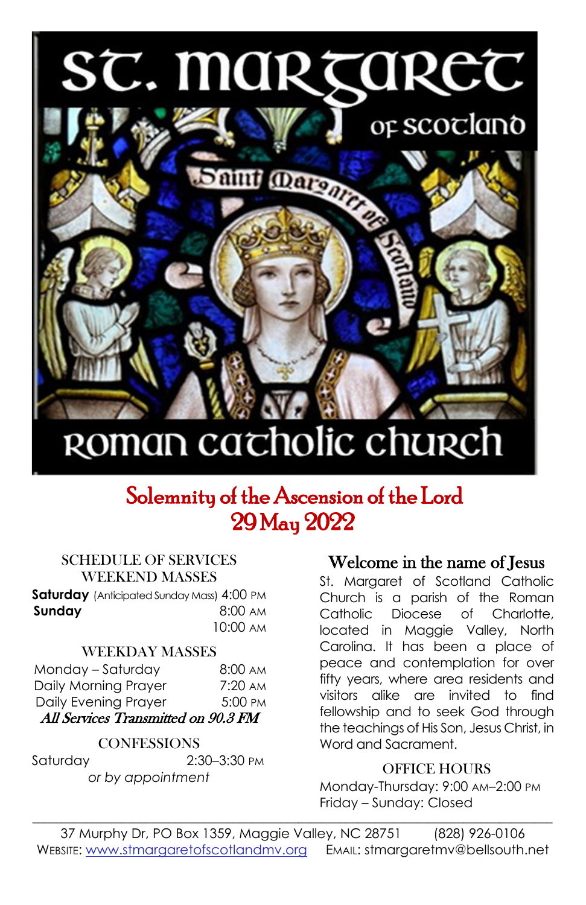# St. Margaret of Scotland

## Roman Catholic Church

## Solemnity of the Ascension of the Lord
## 29 May 2022

### SCHEDULE OF SERVICES

#### WEEKEND MASSES

**Saturday** (Anticipated Sunday Mass) 4:00 PM

**Sunday** 8:00 AM
10:00 AM

#### WEEKDAY MASSES

| | |
|---|---|
| Monday – Saturday | 8:00 AM |
| Daily Morning Prayer | 7:20 AM |
| Daily Evening Prayer | 5:00 PM |

***All Services Transmitted on 90.3 FM***

#### CONFESSIONS

Saturday 2:30–3:30 PM
*or by appointment*

### Welcome in the name of Jesus

St. Margaret of Scotland Catholic Church is a parish of the Roman Catholic Diocese of Charlotte, located in Maggie Valley, North Carolina. It has been a place of peace and contemplation for over fifty years, where area residents and visitors alike are invited to find fellowship and to seek God through the teachings of His Son, Jesus Christ, in Word and Sacrament.

#### OFFICE HOURS

Monday-Thursday: 9:00 AM–2:00 PM
Friday – Sunday: Closed

---

37 Murphy Dr, PO Box 1359, Maggie Valley, NC 28751 (828) 926-0106
WEBSITE: www.stmargaretofscotlandmv.org EMAIL: stmargaretmv@bellsouth.net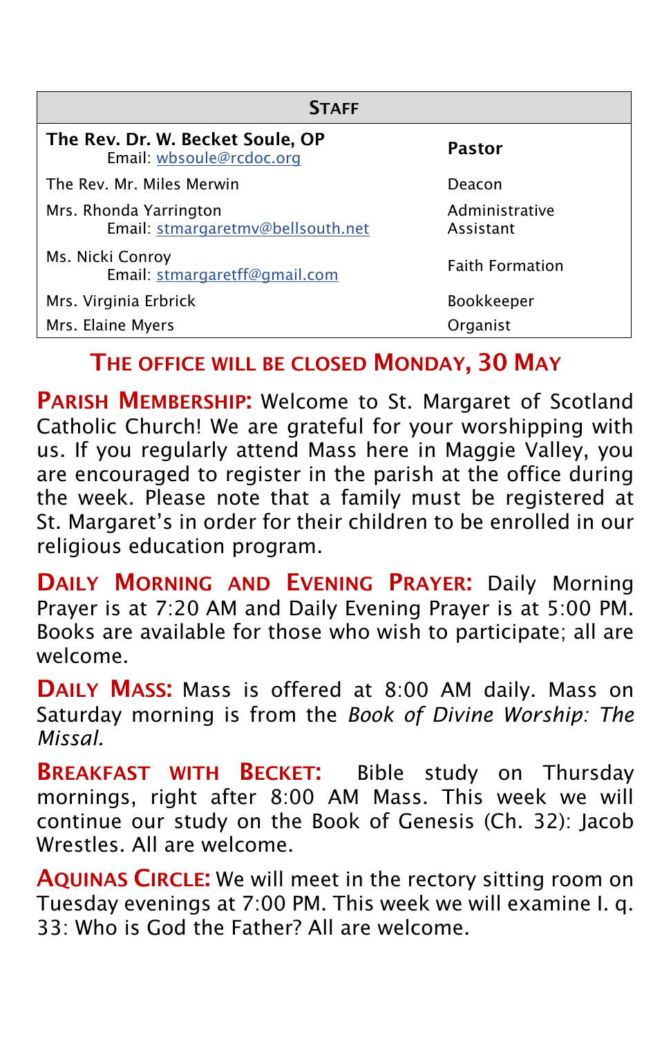| STAFF | |
|---|---|
| **The Rev. Dr. W. Becket Soule, OP** Email: wbsoule@rcdoc.org | **Pastor** |
| The Rev. Mr. Miles Merwin | Deacon |
| Mrs. Rhonda Yarrington Email: stmargaretmv@bellsouth.net | Administrative Assistant |
| Ms. Nicki Conroy Email: stmargaretff@gmail.com | Faith Formation |
| Mrs. Virginia Erbrick | Bookkeeper |
| Mrs. Elaine Myers | Organist |

## THE OFFICE WILL BE CLOSED MONDAY, 30 MAY

**PARISH MEMBERSHIP:** Welcome to St. Margaret of Scotland Catholic Church! We are grateful for your worshipping with us. If you regularly attend Mass here in Maggie Valley, you are encouraged to register in the parish at the office during the week. Please note that a family must be registered at St. Margaret's in order for their children to be enrolled in our religious education program.

**DAILY MORNING AND EVENING PRAYER:** Daily Morning Prayer is at 7:20 AM and Daily Evening Prayer is at 5:00 PM. Books are available for those who wish to participate; all are welcome.

**DAILY MASS:** Mass is offered at 8:00 AM daily. Mass on Saturday morning is from the *Book of Divine Worship: The Missal.*

**BREAKFAST WITH BECKET:** Bible study on Thursday mornings, right after 8:00 AM Mass. This week we will continue our study on the Book of Genesis (Ch. 32): Jacob Wrestles. All are welcome.

**AQUINAS CIRCLE:** We will meet in the rectory sitting room on Tuesday evenings at 7:00 PM. This week we will examine I. q. 33: Who is God the Father? All are welcome.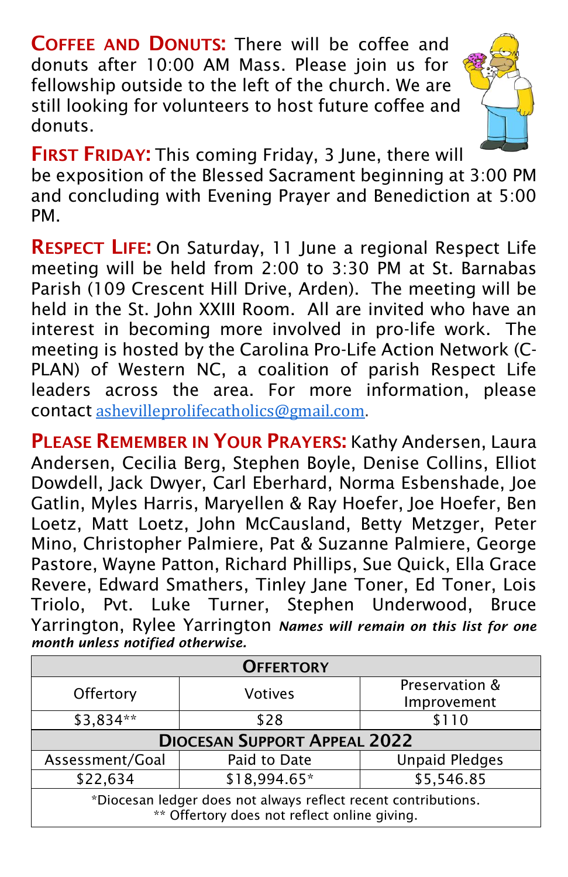**COFFEE AND DONUTS:** There will be coffee and donuts after 10:00 AM Mass. Please join us for fellowship outside to the left of the church. We are still looking for volunteers to host future coffee and donuts.

**FIRST FRIDAY:** This coming Friday, 3 June, there will be exposition of the Blessed Sacrament beginning at 3:00 PM and concluding with Evening Prayer and Benediction at 5:00 PM.

**RESPECT LIFE:** On Saturday, 11 June a regional Respect Life meeting will be held from 2:00 to 3:30 PM at St. Barnabas Parish (109 Crescent Hill Drive, Arden). The meeting will be held in the St. John XXIII Room. All are invited who have an interest in becoming more involved in pro-life work. The meeting is hosted by the Carolina Pro-Life Action Network (C-PLAN) of Western NC, a coalition of parish Respect Life leaders across the area. For more information, please contact ashevilleprolifecatholics@gmail.com.

**PLEASE REMEMBER IN YOUR PRAYERS:** Kathy Andersen, Laura Andersen, Cecilia Berg, Stephen Boyle, Denise Collins, Elliot Dowdell, Jack Dwyer, Carl Eberhard, Norma Esbenshade, Joe Gatlin, Myles Harris, Maryellen & Ray Hoefer, Joe Hoefer, Ben Loetz, Matt Loetz, John McCausland, Betty Metzger, Peter Mino, Christopher Palmiere, Pat & Suzanne Palmiere, George Pastore, Wayne Patton, Richard Phillips, Sue Quick, Ella Grace Revere, Edward Smathers, Tinley Jane Toner, Ed Toner, Lois Triolo, Pvt. Luke Turner, Stephen Underwood, Bruce Yarrington, Rylee Yarrington ***Names will remain on this list for one month unless notified otherwise.***

| **OFFERTORY** | | |
|---|---|---|
| Offertory | Votives | Preservation & Improvement |
| $3,834** | $28 | $110 |
| **DIOCESAN SUPPORT APPEAL 2022** | | |
| Assessment/Goal | Paid to Date | Unpaid Pledges |
| $22,634 | $18,994.65* | $5,546.85 |

*Diocesan ledger does not always reflect recent contributions.
** Offertory does not reflect online giving.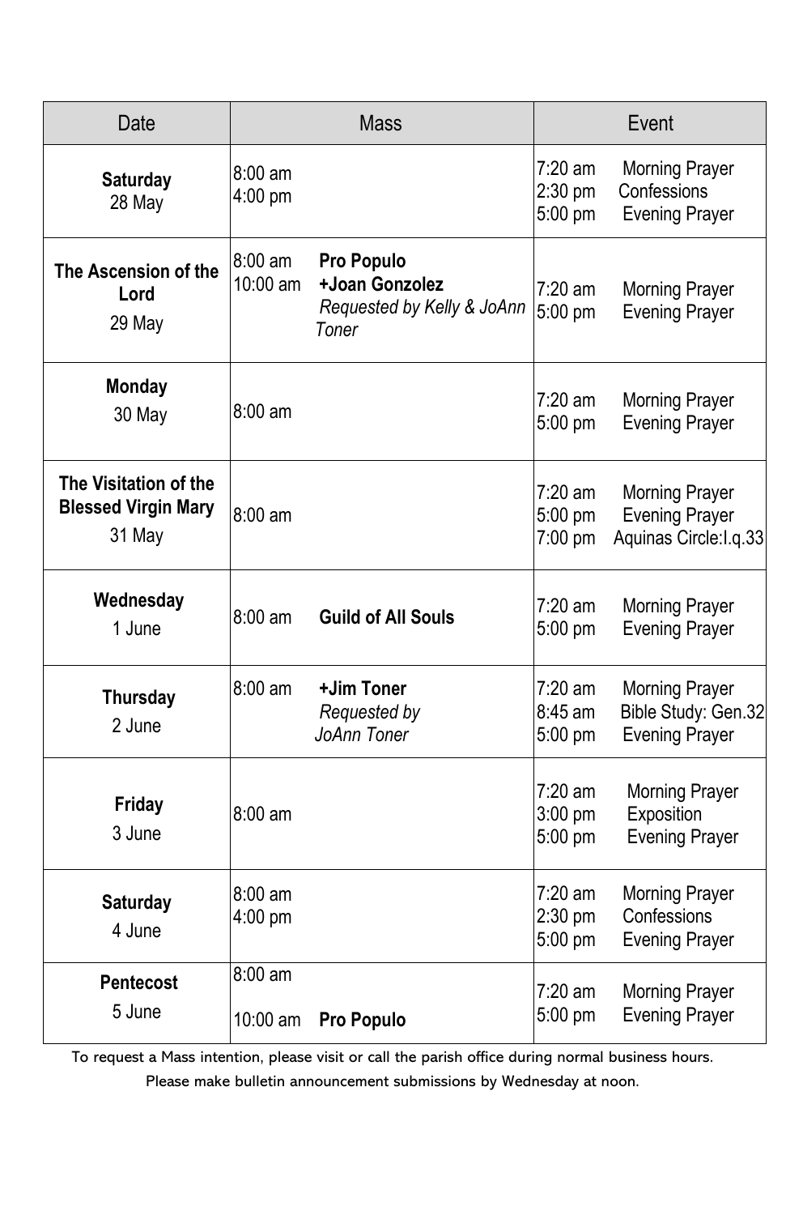| Date | Mass | Event |
|---|---|---|
| **Saturday** 28 May | 8:00 am<br>4:00 pm | 7:20 am Morning Prayer<br>2:30 pm Confessions<br>5:00 pm Evening Prayer |
| **The Ascension of the Lord** 29 May | 8:00 am **Pro Populo**<br>10:00 am **+Joan Gonzolez** *Requested by Kelly & JoAnn Toner* | 7:20 am Morning Prayer<br>5:00 pm Evening Prayer |
| **Monday** 30 May | 8:00 am | 7:20 am Morning Prayer<br>5:00 pm Evening Prayer |
| **The Visitation of the Blessed Virgin Mary** 31 May | 8:00 am | 7:20 am Morning Prayer<br>5:00 pm Evening Prayer<br>7:00 pm Aquinas Circle:I.q.33 |
| **Wednesday** 1 June | 8:00 am **Guild of All Souls** | 7:20 am Morning Prayer<br>5:00 pm Evening Prayer |
| **Thursday** 2 June | 8:00 am **+Jim Toner** *Requested by JoAnn Toner* | 7:20 am Morning Prayer<br>8:45 am Bible Study: Gen.32<br>5:00 pm Evening Prayer |
| **Friday** 3 June | 8:00 am | 7:20 am Morning Prayer<br>3:00 pm Exposition<br>5:00 pm Evening Prayer |
| **Saturday** 4 June | 8:00 am<br>4:00 pm | 7:20 am Morning Prayer<br>2:30 pm Confessions<br>5:00 pm Evening Prayer |
| **Pentecost** 5 June | 8:00 am<br>10:00 am **Pro Populo** | 7:20 am Morning Prayer<br>5:00 pm Evening Prayer |

To request a Mass intention, please visit or call the parish office during normal business hours.

Please make bulletin announcement submissions by Wednesday at noon.